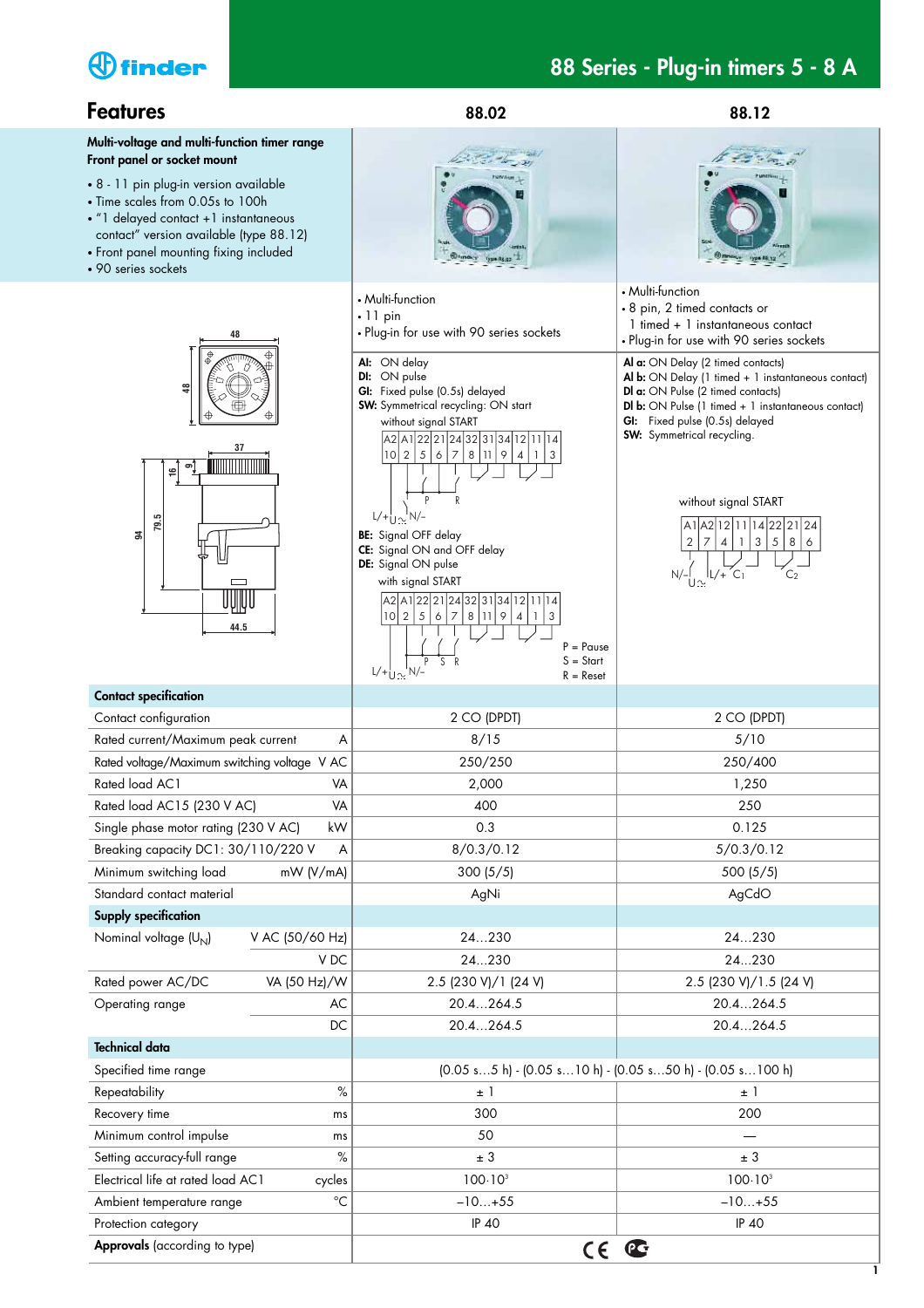# 88 Series - Plug-in timers 5 - 8 A

## Features

**Multi-voltage and multi-function timer range**
**Front panel or socket mount**

- 8 - 11 pin plug-in version available
- Time scales from 0.05s to 100h
- "1 delayed contact +1 instantaneous contact" version available (type 88.12)
- Front panel mounting fixing included
- 90 series sockets

### 88.02

- Multi-function
- 11 pin
- Plug-in for use with 90 series sockets

**AI:** ON delay
**DI:** ON pulse
**GI:** Fixed pulse (0.5s) delayed
**SW:** Symmetrical recycling: ON start

without signal START

**BE:** Signal OFF delay
**CE:** Signal ON and OFF delay
**DE:** Signal ON pulse

with signal START

P = Pause
S = Start
R = Reset

### 88.12

- Multi-function
- 8 pin, 2 timed contacts or 1 timed + 1 instantaneous contact
- Plug-in for use with 90 series sockets

**AI a:** ON Delay (2 timed contacts)
**AI b:** ON Delay (1 timed + 1 instantaneous contact)
**DI a:** ON Pulse (2 timed contacts)
**DI b:** ON Pulse (1 timed + 1 instantaneous contact)
**GI:** Fixed pulse (0.5s) delayed
**SW:** Symmetrical recycling.

without signal START

| | | 88.02 | 88.12 |
|---|---|---|---|
| **Contact specification** | | | |
| Contact configuration | | 2 CO (DPDT) | 2 CO (DPDT) |
| Rated current/Maximum peak current | A | 8/15 | 5/10 |
| Rated voltage/Maximum switching voltage | V AC | 250/250 | 250/400 |
| Rated load AC1 | VA | 2,000 | 1,250 |
| Rated load AC15 (230 V AC) | VA | 400 | 250 |
| Single phase motor rating (230 V AC) | kW | 0.3 | 0.125 |
| Breaking capacity DC1: 30/110/220 V | A | 8/0.3/0.12 | 5/0.3/0.12 |
| Minimum switching load | mW (V/mA) | 300 (5/5) | 500 (5/5) |
| Standard contact material | | AgNi | AgCdO |
| **Supply specification** | | | |
| Nominal voltage ($U_N$) | V AC (50/60 Hz) | 24…230 | 24…230 |
| | V DC | 24…230 | 24…230 |
| Rated power AC/DC | VA (50 Hz)/W | 2.5 (230 V)/1 (24 V) | 2.5 (230 V)/1.5 (24 V) |
| Operating range | AC | 20.4…264.5 | 20.4…264.5 |
| | DC | 20.4…264.5 | 20.4…264.5 |
| **Technical data** | | | |
| Specified time range | | (0.05 s…5 h) - (0.05 s…10 h) - (0.05 s…50 h) - (0.05 s…100 h) | |
| Repeatability | % | ± 1 | ± 1 |
| Recovery time | ms | 300 | 200 |
| Minimum control impulse | ms | 50 | — |
| Setting accuracy-full range | % | ± 3 | ± 3 |
| Electrical life at rated load AC1 | cycles | $100 \cdot 10^3$ | $100 \cdot 10^3$ |
| Ambient temperature range | °C | –10…+55 | –10…+55 |
| Protection category | | IP 40 | IP 40 |
| **Approvals** (according to type) | | CE | |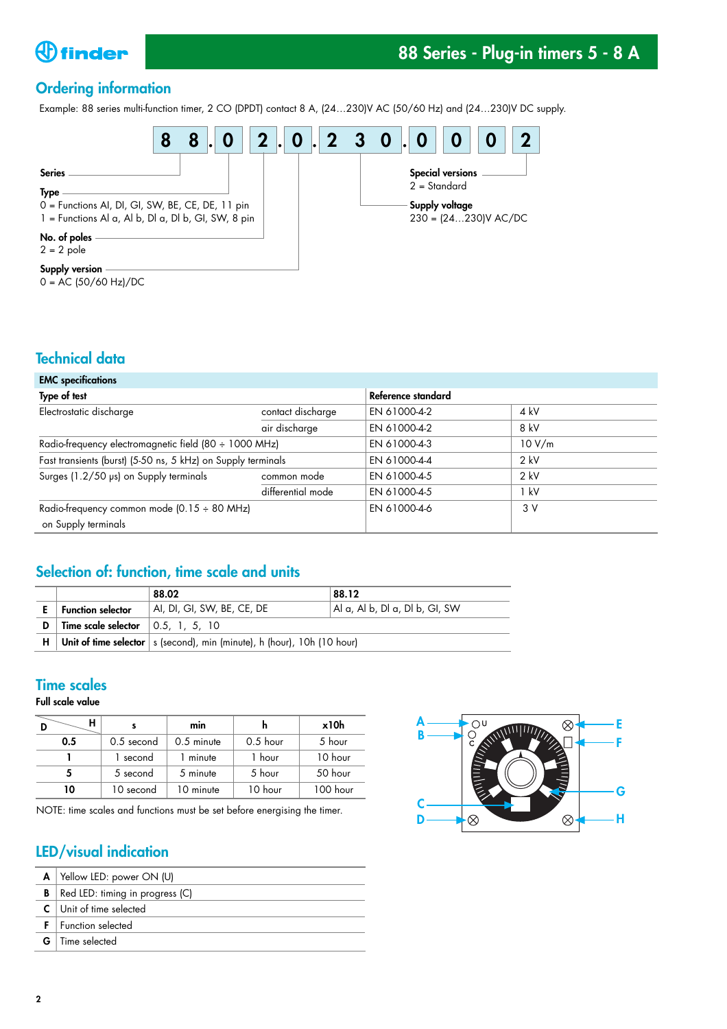## Ordering information

Example: 88 series multi-function timer, 2 CO (DPDT) contact 8 A, (24…230)V AC (50/60 Hz) and (24…230)V DC supply.

| 8 | 8 | . | 0 | 2 | . | 0 | . | 2 | 3 | 0 | . | 0 | 0 | 0 | 2 |
|---|---|---|---|---|---|---|---|---|---|---|---|---|---|---|---|

**Series**

**Type**
0 = Functions AI, DI, GI, SW, BE, CE, DE, 11 pin
1 = Functions AI a, AI b, DI a, DI b, GI, SW, 8 pin

**No. of poles**
2 = 2 pole

**Supply version**
0 = AC (50/60 Hz)/DC

**Special versions**
2 = Standard

**Supply voltage**
230 = (24…230)V AC/DC

## Technical data

| EMC specifications | | | |
|---|---|---|---|
| **Type of test** | | **Reference standard** | |
| Electrostatic discharge | contact discharge | EN 61000-4-2 | 4 kV |
| | air discharge | EN 61000-4-2 | 8 kV |
| Radio-frequency electromagnetic field (80 ÷ 1000 MHz) | | EN 61000-4-3 | 10 V/m |
| Fast transients (burst) (5-50 ns, 5 kHz) on Supply terminals | | EN 61000-4-4 | 2 kV |
| Surges (1.2/50 µs) on Supply terminals | common mode | EN 61000-4-5 | 2 kV |
| | differential mode | EN 61000-4-5 | 1 kV |
| Radio-frequency common mode (0.15 ÷ 80 MHz) on Supply terminals | | EN 61000-4-6 | 3 V |

## Selection of: function, time scale and units

| | | 88.02 | 88.12 |
|---|---|---|---|
| E | **Function selector** | AI, DI, GI, SW, BE, CE, DE | AI a, AI b, DI a, DI b, GI, SW |
| D | **Time scale selector** | 0.5, 1, 5, 10 | |
| H | **Unit of time selector** | s (second), min (minute), h (hour), 10h (10 hour) | |

## Time scales

**Full scale value**

| D \ H | s | min | h | x10h |
|---|---|---|---|---|
| **0.5** | 0.5 second | 0.5 minute | 0.5 hour | 5 hour |
| **1** | 1 second | 1 minute | 1 hour | 10 hour |
| **5** | 5 second | 5 minute | 5 hour | 50 hour |
| **10** | 10 second | 10 minute | 10 hour | 100 hour |

NOTE: time scales and functions must be set before energising the timer.

## LED/visual indication

| | |
|---|---|
| A | Yellow LED: power ON (U) |
| B | Red LED: timing in progress (C) |
| C | Unit of time selected |
| F | Function selected |
| G | Time selected |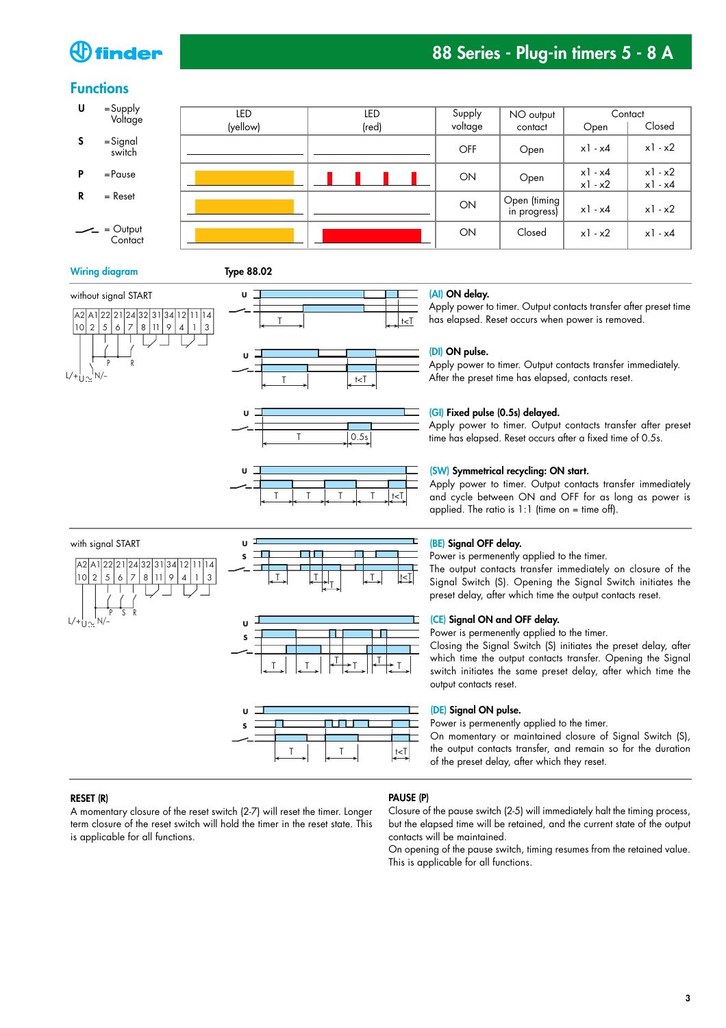## Functions

**U** = Supply Voltage

**S** = Signal switch

**P** = Pause

**R** = Reset

= Output Contact

| LED (yellow) | LED (red) | Supply voltage | NO output contact | Contact Open | Contact Closed |
|---|---|---|---|---|---|
| | | OFF | Open | x1 - x4 | x1 - x2 |
| | | ON | Open | x1 - x4<br>x1 - x2 | x1 - x2<br>x1 - x4 |
| | | ON | Open (timing in progress) | x1 - x4 | x1 - x2 |
| | | ON | Closed | x1 - x2 | x1 - x4 |

### Wiring diagram

**Type 88.02**

without signal START

**(AI) ON delay.**
Apply power to timer. Output contacts transfer after preset time has elapsed. Reset occurs when power is removed.

**(DI) ON pulse.**
Apply power to timer. Output contacts transfer immediately. After the preset time has elapsed, contacts reset.

**(GI) Fixed pulse (0.5s) delayed.**
Apply power to timer. Output contacts transfer after preset time has elapsed. Reset occurs after a fixed time of 0.5s.

**(SW) Symmetrical recycling: ON start.**
Apply power to timer. Output contacts transfer immediately and cycle between ON and OFF for as long as power is applied. The ratio is 1:1 (time on = time off).

with signal START

**(BE) Signal OFF delay.**
Power is permanently applied to the timer.
The output contacts transfer immediately on closure of the Signal Switch (S). Opening the Signal Switch initiates the preset delay, after which time the output contacts reset.

**(CE) Signal ON and OFF delay.**
Power is permanently applied to the timer.
Closing the Signal Switch (S) initiates the preset delay, after which time the output contacts transfer. Opening the Signal switch initiates the same preset delay, after which time the output contacts reset.

**(DE) Signal ON pulse.**
Power is permanently applied to the timer.
On momentary or maintained closure of Signal Switch (S), the output contacts transfer, and remain so for the duration of the preset delay, after which they reset.

**RESET (R)**
A momentary closure of the reset switch (2-7) will reset the timer. Longer term closure of the reset switch will hold the timer in the reset state. This is applicable for all functions.

**PAUSE (P)**
Closure of the pause switch (2-5) will immediately halt the timing process, but the elapsed time will be retained, and the current state of the output contacts will be maintained.
On opening of the pause switch, timing resumes from the retained value. This is applicable for all functions.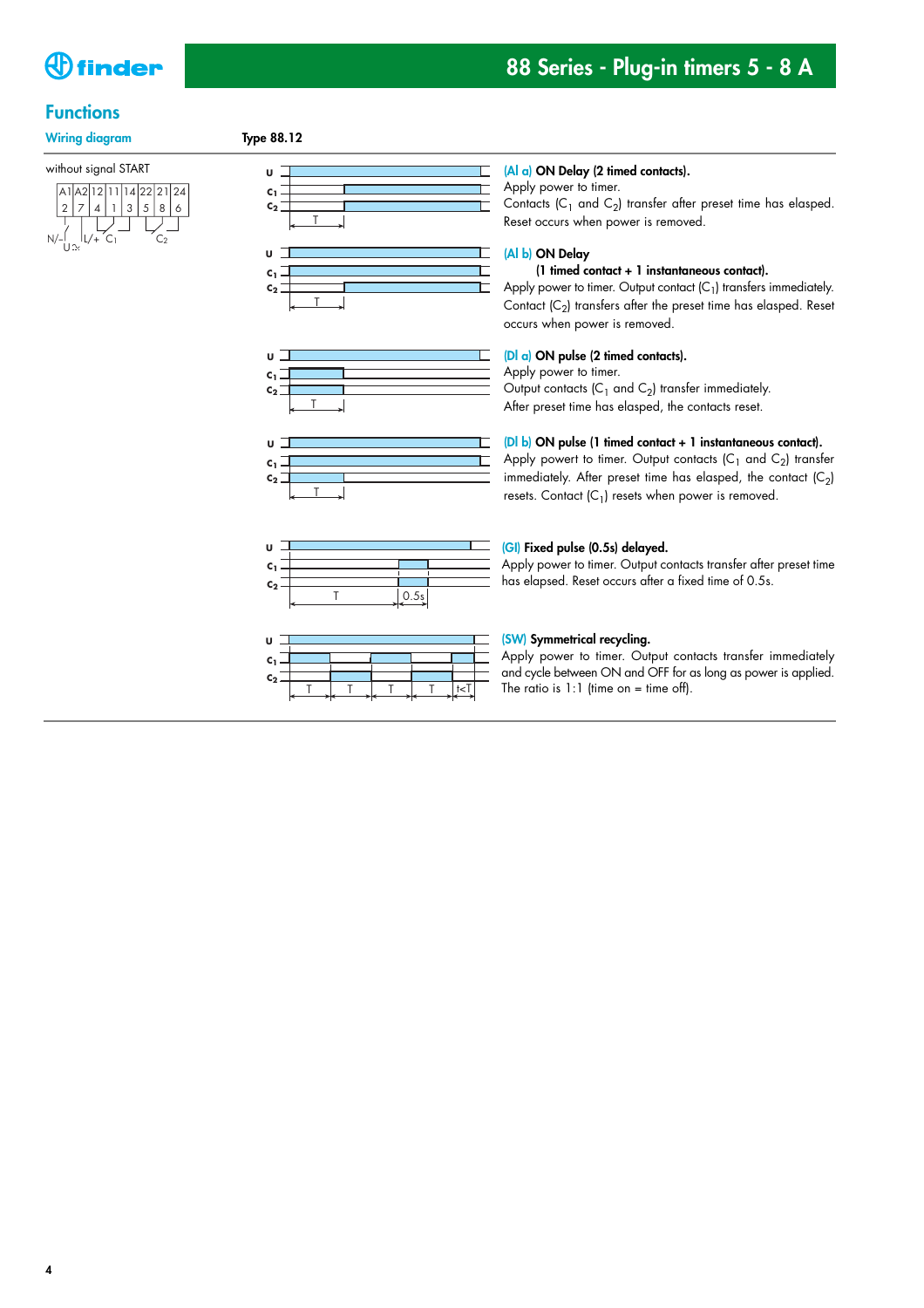## Functions

**Wiring diagram** | **Type 88.12**

without signal START

| A1 | A2 | 12 | 11 | 14 | 22 | 21 | 24 |
|---|---|---|---|---|---|---|---|
| 2 | 7 | 4 | 1 | 3 | 5 | 8 | 6 |

N/– U L/+ $C_1$ $C_2$

**(AI a) ON Delay (2 timed contacts).**
Apply power to timer.
Contacts ($C_1$ and $C_2$) transfer after preset time has elasped.
Reset occurs when power is removed.

**(AI b) ON Delay**
**(1 timed contact + 1 instantaneous contact).**
Apply power to timer. Output contact ($C_1$) transfers immediately.
Contact ($C_2$) transfers after the preset time has elasped. Reset occurs when power is removed.

**(DI a) ON pulse (2 timed contacts).**
Apply power to timer.
Output contacts ($C_1$ and $C_2$) transfer immediately.
After preset time has elasped, the contacts reset.

**(DI b) ON pulse (1 timed contact + 1 instantaneous contact).**
Apply powert to timer. Output contacts ($C_1$ and $C_2$) transfer immediately. After preset time has elasped, the contact ($C_2$) resets. Contact ($C_1$) resets when power is removed.

**(GI) Fixed pulse (0.5s) delayed.**
Apply power to timer. Output contacts transfer after preset time has elapsed. Reset occurs after a fixed time of 0.5s.

**(SW) Symmetrical recycling.**
Apply power to timer. Output contacts transfer immediately and cycle between ON and OFF for as long as power is applied. The ratio is 1:1 (time on = time off).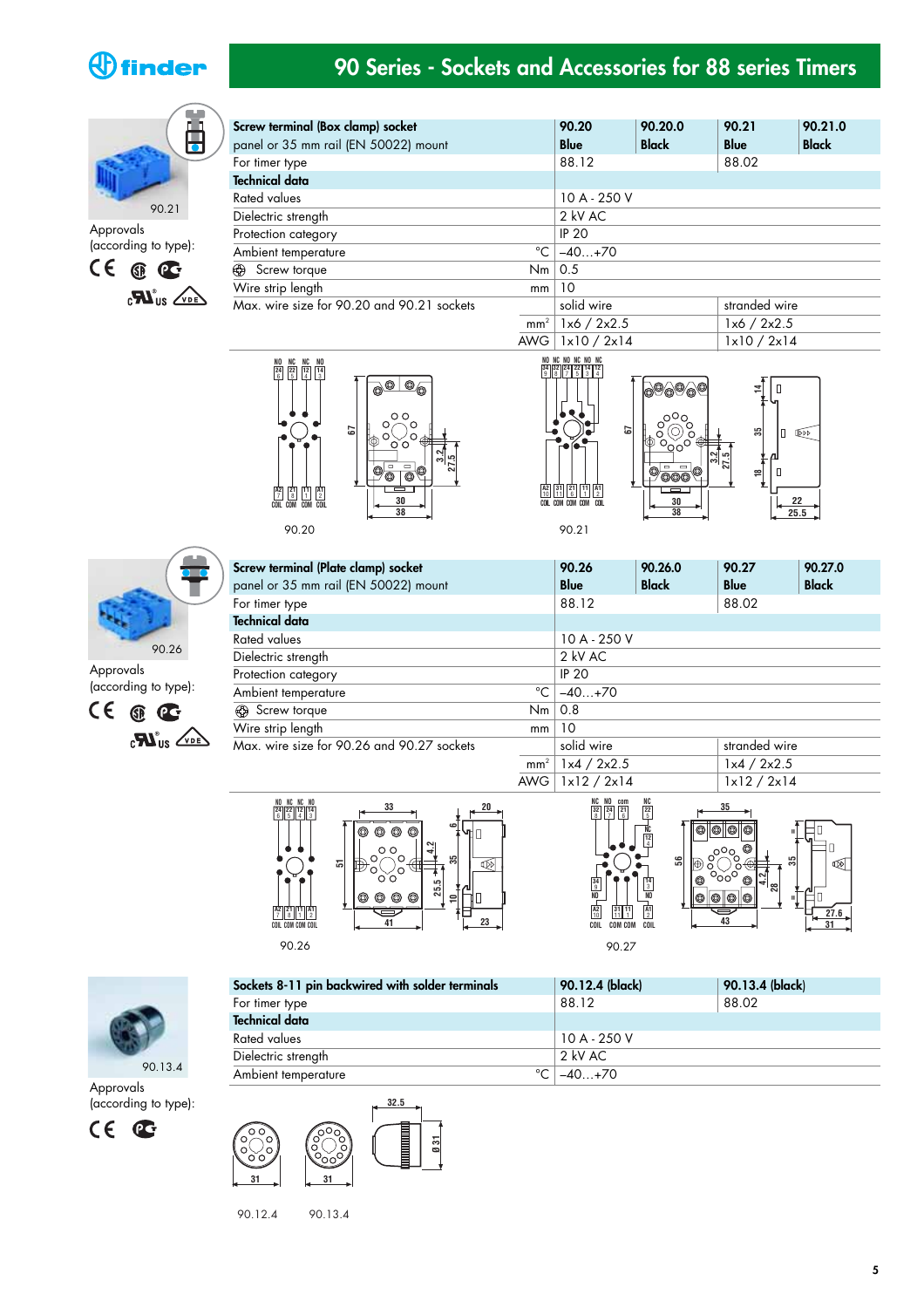# 90 Series - Sockets and Accessories for 88 series Timers

90.21

Approvals (according to type):

| Screw terminal (Box clamp) socket | | 90.20 | 90.20.0 | 90.21 | 90.21.0 |
|---|---|---|---|---|---|
| panel or 35 mm rail (EN 50022) mount | | Blue | Black | Blue | Black |
| For timer type | | 88.12 | | 88.02 | |
| **Technical data** | | | | | |
| Rated values | | 10 A - 250 V | | | |
| Dielectric strength | | 2 kV AC | | | |
| Protection category | | IP 20 | | | |
| Ambient temperature | °C | –40…+70 | | | |
| Screw torque | Nm | 0.5 | | | |
| Wire strip length | mm | 10 | | | |
| Max. wire size for 90.20 and 90.21 sockets | | solid wire | | stranded wire | |
| | mm² | 1x6 / 2x2.5 | | 1x6 / 2x2.5 | |
| | AWG | 1x10 / 2x14 | | 1x10 / 2x14 | |

90.20

90.21

90.26

Approvals (according to type):

| Screw terminal (Plate clamp) socket | | 90.26 | 90.26.0 | 90.27 | 90.27.0 |
|---|---|---|---|---|---|
| panel or 35 mm rail (EN 50022) mount | | Blue | Black | Blue | Black |
| For timer type | | 88.12 | | 88.02 | |
| **Technical data** | | | | | |
| Rated values | | 10 A - 250 V | | | |
| Dielectric strength | | 2 kV AC | | | |
| Protection category | | IP 20 | | | |
| Ambient temperature | °C | –40…+70 | | | |
| Screw torque | Nm | 0.8 | | | |
| Wire strip length | mm | 10 | | | |
| Max. wire size for 90.26 and 90.27 sockets | | solid wire | | stranded wire | |
| | mm² | 1x4 / 2x2.5 | | 1x4 / 2x2.5 | |
| | AWG | 1x12 / 2x14 | | 1x12 / 2x14 | |

90.26

90.27

90.13.4

Approvals (according to type):

| Sockets 8-11 pin backwired with solder terminals | | 90.12.4 (black) | 90.13.4 (black) |
|---|---|---|---|
| For timer type | | 88.12 | 88.02 |
| **Technical data** | | | |
| Rated values | | 10 A - 250 V | |
| Dielectric strength | | 2 kV AC | |
| Ambient temperature | °C | –40…+70 | |

90.12.4

90.13.4